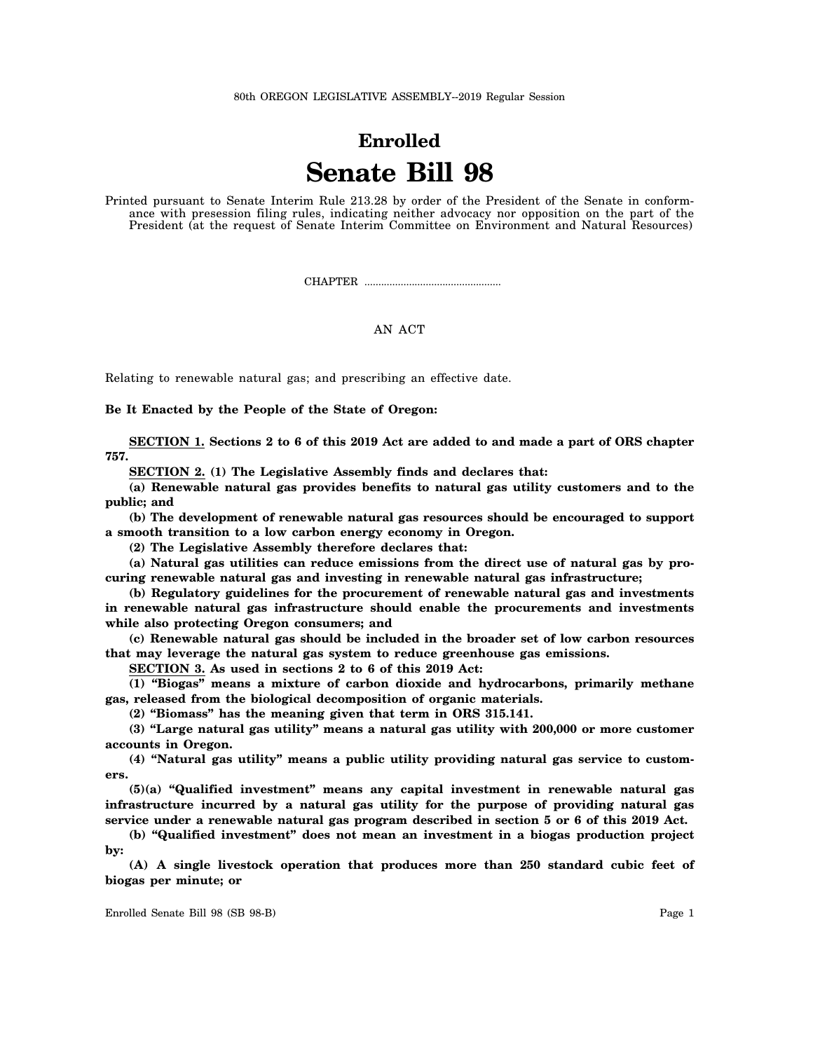80th OREGON LEGISLATIVE ASSEMBLY--2019 Regular Session

# Enrolled

# Senate Bill 98

Printed pursuant to Senate Interim Rule 213.28 by order of the President of the Senate in conformance with presession filing rules, indicating neither advocacy nor opposition on the part of the President (at the request of Senate Interim Committee on Environment and Natural Resources)

CHAPTER ................................................

AN ACT

Relating to renewable natural gas; and prescribing an effective date.

**Be It Enacted by the People of the State of Oregon:**

**SECTION 1. Sections 2 to 6 of this 2019 Act are added to and made a part of ORS chapter 757.**

**SECTION 2. (1) The Legislative Assembly finds and declares that:**

**(a) Renewable natural gas provides benefits to natural gas utility customers and to the public; and**

**(b) The development of renewable natural gas resources should be encouraged to support a smooth transition to a low carbon energy economy in Oregon.**

**(2) The Legislative Assembly therefore declares that:**

**(a) Natural gas utilities can reduce emissions from the direct use of natural gas by procuring renewable natural gas and investing in renewable natural gas infrastructure;**

**(b) Regulatory guidelines for the procurement of renewable natural gas and investments in renewable natural gas infrastructure should enable the procurements and investments while also protecting Oregon consumers; and**

**(c) Renewable natural gas should be included in the broader set of low carbon resources that may leverage the natural gas system to reduce greenhouse gas emissions.**

**SECTION 3. As used in sections 2 to 6 of this 2019 Act:**

**(1) "Biogas" means a mixture of carbon dioxide and hydrocarbons, primarily methane gas, released from the biological decomposition of organic materials.**

**(2) "Biomass" has the meaning given that term in ORS 315.141.**

**(3) "Large natural gas utility" means a natural gas utility with 200,000 or more customer accounts in Oregon.**

**(4) "Natural gas utility" means a public utility providing natural gas service to customers.**

**(5)(a) "Qualified investment" means any capital investment in renewable natural gas infrastructure incurred by a natural gas utility for the purpose of providing natural gas service under a renewable natural gas program described in section 5 or 6 of this 2019 Act.**

**(b) "Qualified investment" does not mean an investment in a biogas production project by:**

**(A) A single livestock operation that produces more than 250 standard cubic feet of biogas per minute; or**

Enrolled Senate Bill 98 (SB 98-B)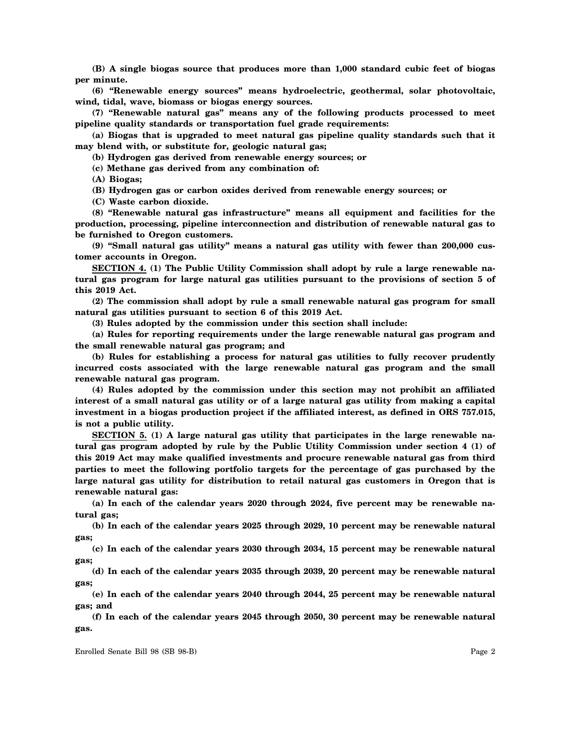**(B) A single biogas source that produces more than 1,000 standard cubic feet of biogas per minute.**

**(6) "Renewable energy sources" means hydroelectric, geothermal, solar photovoltaic, wind, tidal, wave, biomass or biogas energy sources.**

**(7) "Renewable natural gas" means any of the following products processed to meet pipeline quality standards or transportation fuel grade requirements:**

**(a) Biogas that is upgraded to meet natural gas pipeline quality standards such that it may blend with, or substitute for, geologic natural gas;**

**(b) Hydrogen gas derived from renewable energy sources; or**

**(c) Methane gas derived from any combination of:**

**(A) Biogas;**

**(B) Hydrogen gas or carbon oxides derived from renewable energy sources; or**

**(C) Waste carbon dioxide.**

**(8) "Renewable natural gas infrastructure" means all equipment and facilities for the production, processing, pipeline interconnection and distribution of renewable natural gas to be furnished to Oregon customers.**

**(9) "Small natural gas utility" means a natural gas utility with fewer than 200,000 customer accounts in Oregon.**

**SECTION 4. (1) The Public Utility Commission shall adopt by rule a large renewable natural gas program for large natural gas utilities pursuant to the provisions of section 5 of this 2019 Act.**

**(2) The commission shall adopt by rule a small renewable natural gas program for small natural gas utilities pursuant to section 6 of this 2019 Act.**

**(3) Rules adopted by the commission under this section shall include:**

**(a) Rules for reporting requirements under the large renewable natural gas program and the small renewable natural gas program; and**

**(b) Rules for establishing a process for natural gas utilities to fully recover prudently incurred costs associated with the large renewable natural gas program and the small renewable natural gas program.**

**(4) Rules adopted by the commission under this section may not prohibit an affiliated interest of a small natural gas utility or of a large natural gas utility from making a capital investment in a biogas production project if the affiliated interest, as defined in ORS 757.015, is not a public utility.**

**SECTION 5. (1) A large natural gas utility that participates in the large renewable natural gas program adopted by rule by the Public Utility Commission under section 4 (1) of this 2019 Act may make qualified investments and procure renewable natural gas from third parties to meet the following portfolio targets for the percentage of gas purchased by the large natural gas utility for distribution to retail natural gas customers in Oregon that is renewable natural gas:**

**(a) In each of the calendar years 2020 through 2024, five percent may be renewable natural gas;**

**(b) In each of the calendar years 2025 through 2029, 10 percent may be renewable natural gas;**

**(c) In each of the calendar years 2030 through 2034, 15 percent may be renewable natural gas;**

**(d) In each of the calendar years 2035 through 2039, 20 percent may be renewable natural gas;**

**(e) In each of the calendar years 2040 through 2044, 25 percent may be renewable natural gas; and**

**(f) In each of the calendar years 2045 through 2050, 30 percent may be renewable natural gas.**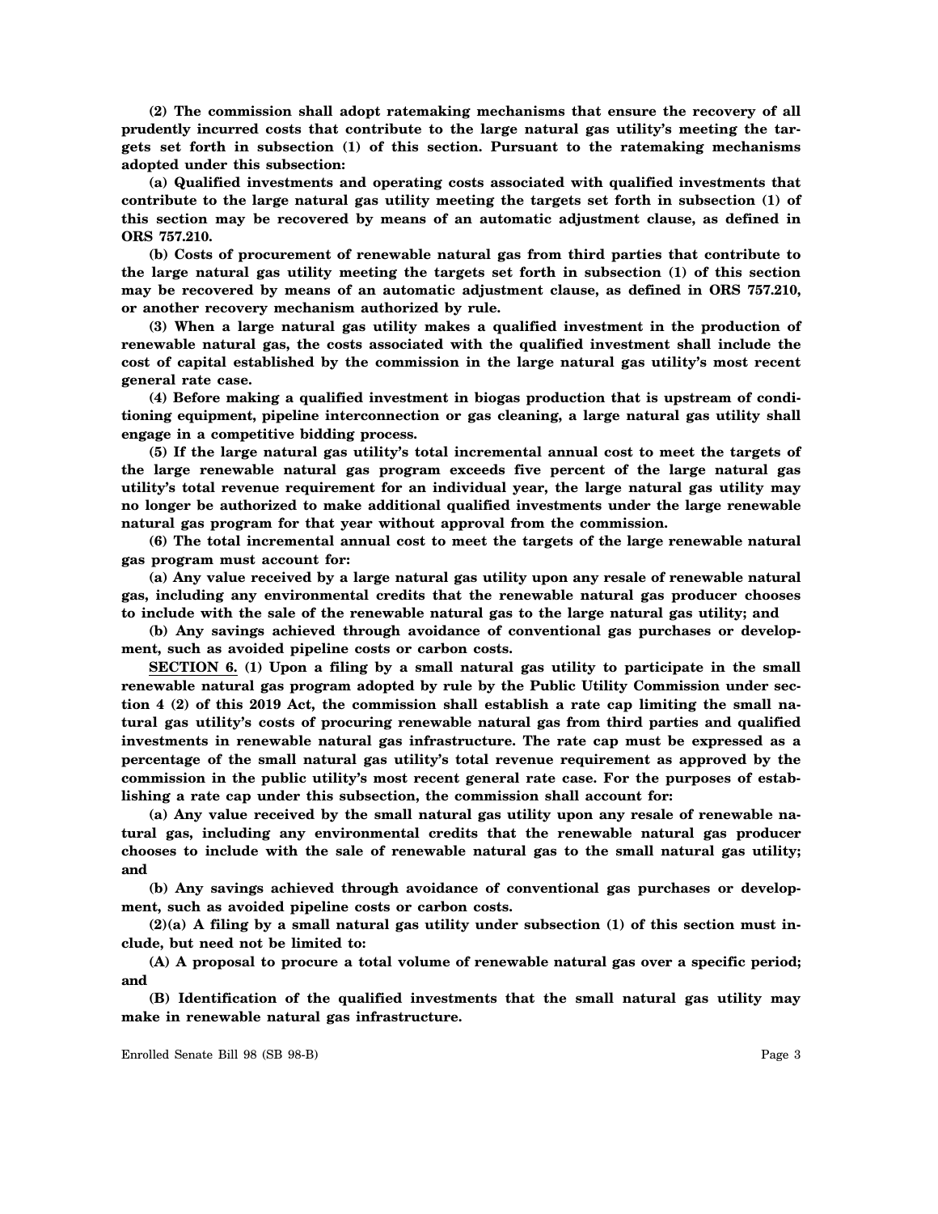**(2) The commission shall adopt ratemaking mechanisms that ensure the recovery of all prudently incurred costs that contribute to the large natural gas utility's meeting the targets set forth in subsection (1) of this section. Pursuant to the ratemaking mechanisms adopted under this subsection:**

**(a) Qualified investments and operating costs associated with qualified investments that contribute to the large natural gas utility meeting the targets set forth in subsection (1) of this section may be recovered by means of an automatic adjustment clause, as defined in ORS 757.210.**

**(b) Costs of procurement of renewable natural gas from third parties that contribute to the large natural gas utility meeting the targets set forth in subsection (1) of this section may be recovered by means of an automatic adjustment clause, as defined in ORS 757.210, or another recovery mechanism authorized by rule.**

**(3) When a large natural gas utility makes a qualified investment in the production of renewable natural gas, the costs associated with the qualified investment shall include the cost of capital established by the commission in the large natural gas utility's most recent general rate case.**

**(4) Before making a qualified investment in biogas production that is upstream of conditioning equipment, pipeline interconnection or gas cleaning, a large natural gas utility shall engage in a competitive bidding process.**

**(5) If the large natural gas utility's total incremental annual cost to meet the targets of the large renewable natural gas program exceeds five percent of the large natural gas utility's total revenue requirement for an individual year, the large natural gas utility may no longer be authorized to make additional qualified investments under the large renewable natural gas program for that year without approval from the commission.**

**(6) The total incremental annual cost to meet the targets of the large renewable natural gas program must account for:**

**(a) Any value received by a large natural gas utility upon any resale of renewable natural gas, including any environmental credits that the renewable natural gas producer chooses to include with the sale of the renewable natural gas to the large natural gas utility; and**

**(b) Any savings achieved through avoidance of conventional gas purchases or development, such as avoided pipeline costs or carbon costs.**

**<u>SECTION 6.</u> (1) Upon a filing by a small natural gas utility to participate in the small renewable natural gas program adopted by rule by the Public Utility Commission under section 4 (2) of this 2019 Act, the commission shall establish a rate cap limiting the small natural gas utility's costs of procuring renewable natural gas from third parties and qualified investments in renewable natural gas infrastructure. The rate cap must be expressed as a percentage of the small natural gas utility's total revenue requirement as approved by the commission in the public utility's most recent general rate case. For the purposes of establishing a rate cap under this subsection, the commission shall account for:**

**(a) Any value received by the small natural gas utility upon any resale of renewable natural gas, including any environmental credits that the renewable natural gas producer chooses to include with the sale of renewable natural gas to the small natural gas utility; and**

**(b) Any savings achieved through avoidance of conventional gas purchases or development, such as avoided pipeline costs or carbon costs.**

**(2)(a) A filing by a small natural gas utility under subsection (1) of this section must include, but need not be limited to:**

**(A) A proposal to procure a total volume of renewable natural gas over a specific period; and**

**(B) Identification of the qualified investments that the small natural gas utility may make in renewable natural gas infrastructure.**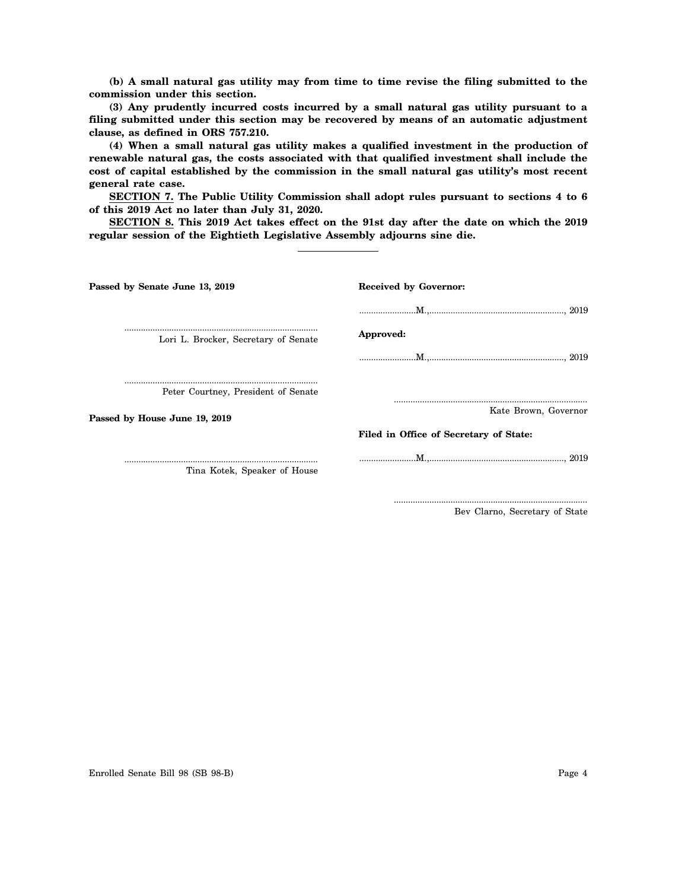**(b) A small natural gas utility may from time to time revise the filing submitted to the commission under this section.**

**(3) Any prudently incurred costs incurred by a small natural gas utility pursuant to a filing submitted under this section may be recovered by means of an automatic adjustment clause, as defined in ORS 757.210.**

**(4) When a small natural gas utility makes a qualified investment in the production of renewable natural gas, the costs associated with that qualified investment shall include the cost of capital established by the commission in the small natural gas utility's most recent general rate case.**

**SECTION 7. The Public Utility Commission shall adopt rules pursuant to sections 4 to 6 of this 2019 Act no later than July 31, 2020.**

**SECTION 8. This 2019 Act takes effect on the 91st day after the date on which the 2019 regular session of the Eightieth Legislative Assembly adjourns sine die.**

---

**Passed by Senate June 13, 2019**

..................................................................................
Lori L. Brocker, Secretary of Senate

..................................................................................
Peter Courtney, President of Senate

**Passed by House June 19, 2019**

..................................................................................
Tina Kotek, Speaker of House

**Received by Governor:**

........................M.,........................................................., 2019

**Approved:**

........................M.,........................................................., 2019

..................................................................................
Kate Brown, Governor

**Filed in Office of Secretary of State:**

........................M.,........................................................., 2019

..................................................................................
Bev Clarno, Secretary of State

Enrolled Senate Bill 98 (SB 98-B)